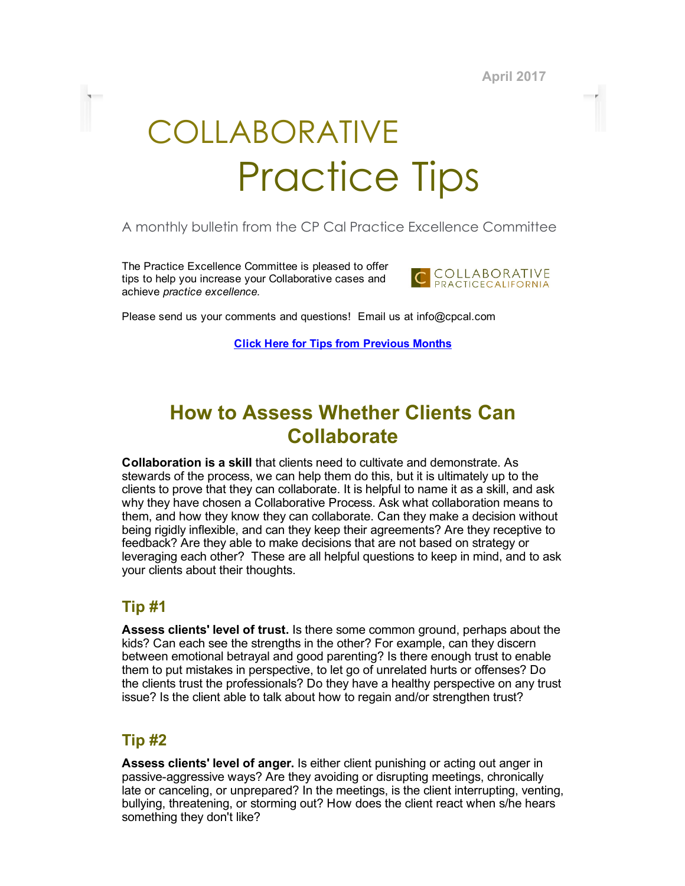April 2017

# COLLABORATIVE Practice Tips

A monthly bulletin from the CP Cal Practice Excellence Committee

The Practice Excellence Committee is pleased to offer tips to help you increase your Collaborative cases and achieve *practice excellence.*

COLLABORATIVE PRACTICECALIFORNIA

Please send us your comments and questions! Email us at info@cpcal.com

**Click Here for Tips from Previous Months**

## How to Assess Whether Clients Can Collaborate

**Collaboration is a skill** that clients need to cultivate and demonstrate. As stewards of the process, we can help them do this, but it is ultimately up to the clients to prove that they can collaborate. It is helpful to name it as a skill, and ask why they have chosen a Collaborative Process. Ask what collaboration means to them, and how they know they can collaborate. Can they make a decision without being rigidly inflexible, and can they keep their agreements? Are they receptive to feedback? Are they able to make decisions that are not based on strategy or leveraging each other? These are all helpful questions to keep in mind, and to ask your clients about their thoughts.

### Tip #1

**Assess clients' level of trust.** Is there some common ground, perhaps about the kids? Can each see the strengths in the other? For example, can they discern between emotional betrayal and good parenting? Is there enough trust to enable them to put mistakes in perspective, to let go of unrelated hurts or offenses? Do the clients trust the professionals? Do they have a healthy perspective on any trust issue? Is the client able to talk about how to regain and/or strengthen trust?

### Tip #2

**Assess clients' level of anger.** Is either client punishing or acting out anger in passive-aggressive ways? Are they avoiding or disrupting meetings, chronically late or canceling, or unprepared? In the meetings, is the client interrupting, venting, bullying, threatening, or storming out? How does the client react when s/he hears something they don't like?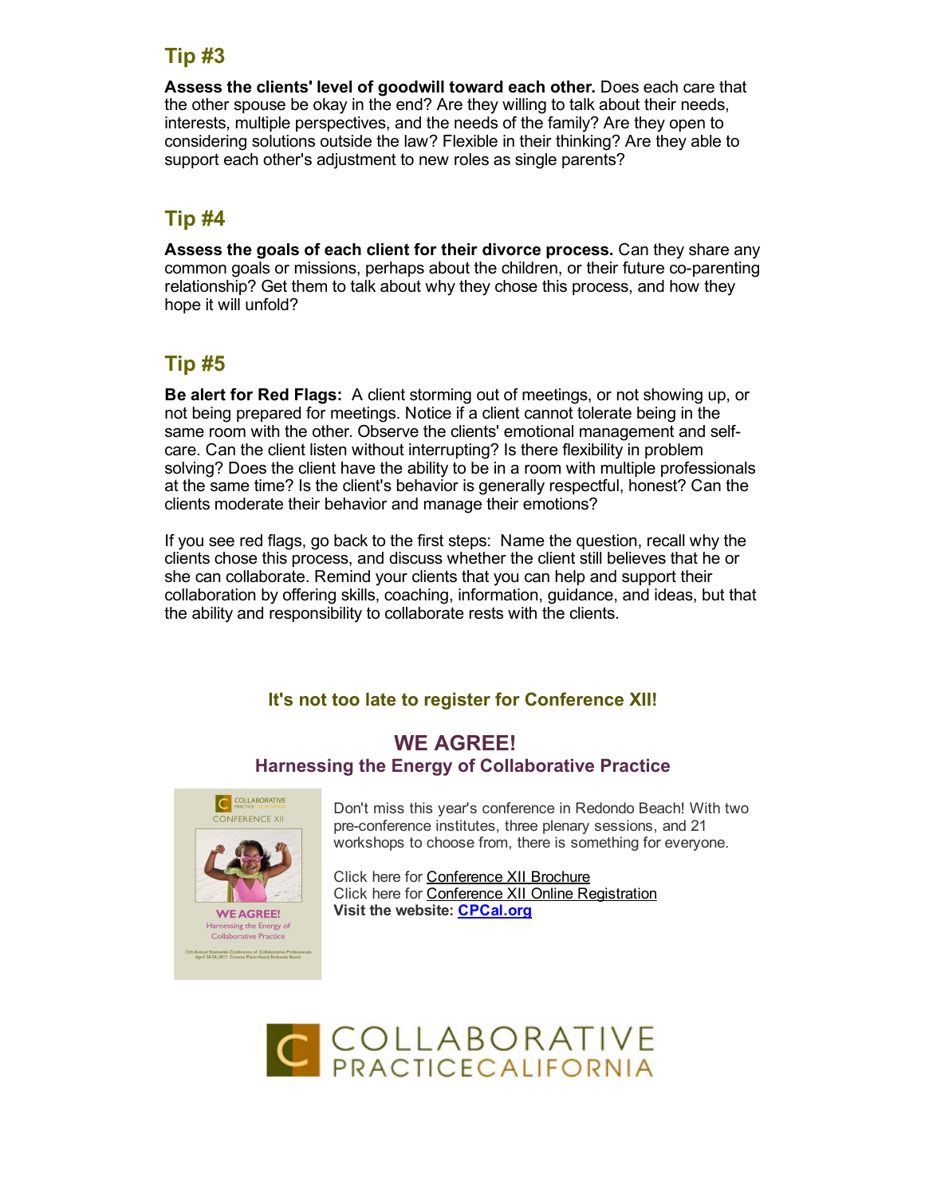## Tip #3

**Assess the clients' level of goodwill toward each other.** Does each care that the other spouse be okay in the end? Are they willing to talk about their needs, interests, multiple perspectives, and the needs of the family? Are they open to considering solutions outside the law? Flexible in their thinking? Are they able to support each other's adjustment to new roles as single parents?

## Tip #4

**Assess the goals of each client for their divorce process.** Can they share any common goals or missions, perhaps about the children, or their future co-parenting relationship? Get them to talk about why they chose this process, and how they hope it will unfold?

## Tip #5

**Be alert for Red Flags:** A client storming out of meetings, or not showing up, or not being prepared for meetings. Notice if a client cannot tolerate being in the same room with the other. Observe the clients' emotional management and self-care. Can the client listen without interrupting? Is there flexibility in problem solving? Does the client have the ability to be in a room with multiple professionals at the same time? Is the client's behavior is generally respectful, honest? Can the clients moderate their behavior and manage their emotions?

If you see red flags, go back to the first steps: Name the question, recall why the clients chose this process, and discuss whether the client still believes that he or she can collaborate. Remind your clients that you can help and support their collaboration by offering skills, coaching, information, guidance, and ideas, but that the ability and responsibility to collaborate rests with the clients.

### It's not too late to register for Conference XII!

## WE AGREE!

### Harnessing the Energy of Collaborative Practice

Don't miss this year's conference in Redondo Beach! With two pre-conference institutes, three plenary sessions, and 21 workshops to choose from, there is something for everyone.

Click here for Conference XII Brochure
Click here for Conference XII Online Registration
**Visit the website: CPCal.org**

COLLABORATIVE PRACTICE CALIFORNIA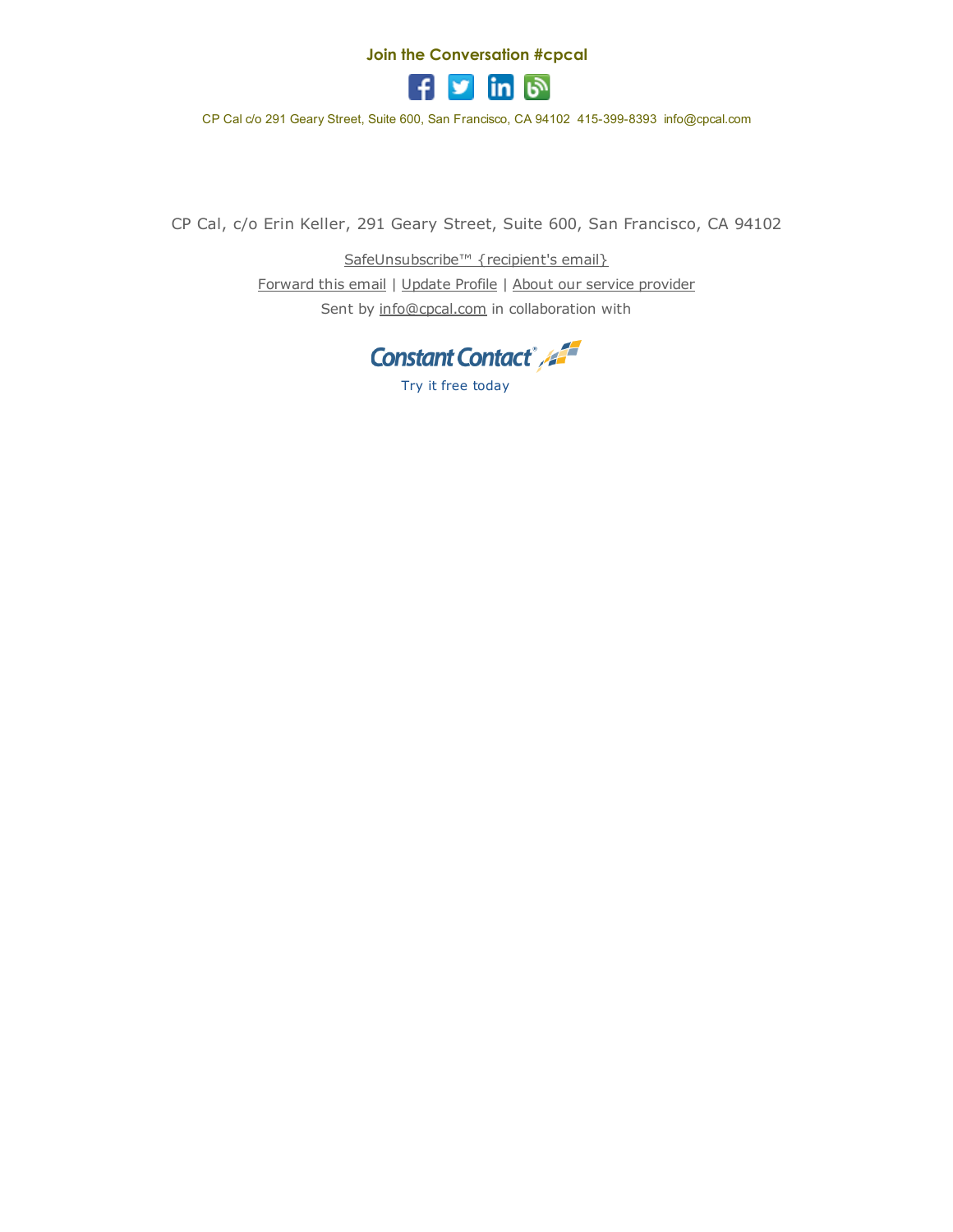**Join the Conversation #cpcal**

CP Cal c/o 291 Geary Street, Suite 600, San Francisco, CA 94102 415-399-8393 info@cpcal.com

CP Cal, c/o Erin Keller, 291 Geary Street, Suite 600, San Francisco, CA 94102

SafeUnsubscribe™ {recipient's email}

Forward this email | Update Profile | About our service provider

Sent by info@cpcal.com in collaboration with

Constant Contact®

Try it free today